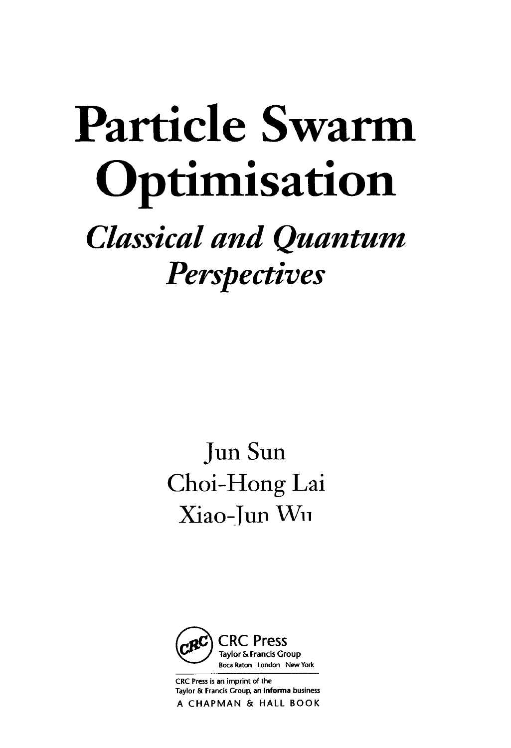# Particle Swarm Optimisation

## *Classical and Quantum Perspectives*

Jun Sun

Choi-Hong Lai

Xiao-Jun Wu

CRC Press
Taylor & Francis Group
Boca Raton London New York

CRC Press is an imprint of the
Taylor & Francis Group, an Informa business

A CHAPMAN & HALL BOOK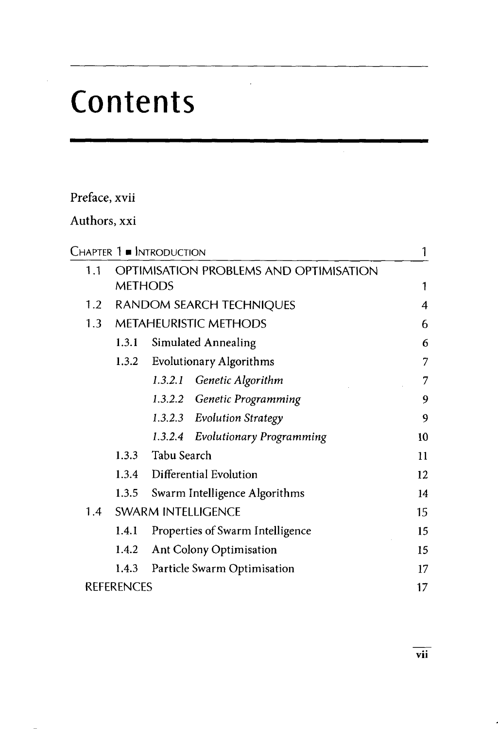# Contents

Preface, xvii

Authors, xxi

**Chapter 1 ■ Introduction** 1

- 1.1 OPTIMISATION PROBLEMS AND OPTIMISATION METHODS 1
- 1.2 RANDOM SEARCH TECHNIQUES 4
- 1.3 METAHEURISTIC METHODS 6
  - 1.3.1 Simulated Annealing 6
  - 1.3.2 Evolutionary Algorithms 7
    - *1.3.2.1 Genetic Algorithm* 7
    - *1.3.2.2 Genetic Programming* 9
    - *1.3.2.3 Evolution Strategy* 9
    - *1.3.2.4 Evolutionary Programming* 10
  - 1.3.3 Tabu Search 11
  - 1.3.4 Differential Evolution 12
  - 1.3.5 Swarm Intelligence Algorithms 14
- 1.4 SWARM INTELLIGENCE 15
  - 1.4.1 Properties of Swarm Intelligence 15
  - 1.4.2 Ant Colony Optimisation 15
  - 1.4.3 Particle Swarm Optimisation 17
- REFERENCES 17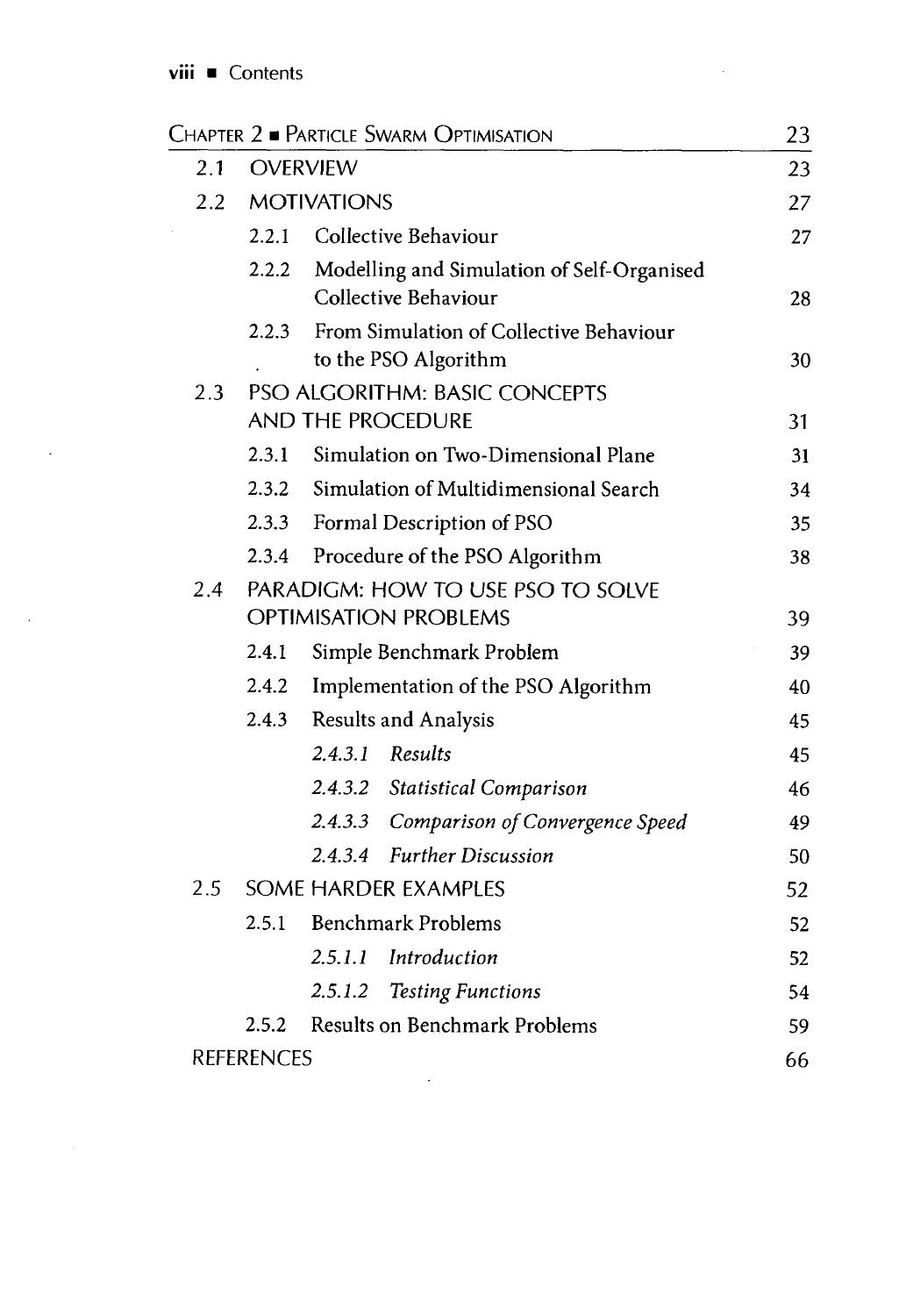| Chapter 2 ■ Particle Swarm Optimisation | | | 23 |
|---|---|---|---|
| 2.1 | Overview | | 23 |
| 2.2 | Motivations | | 27 |
| | 2.2.1 | Collective Behaviour | 27 |
| | 2.2.2 | Modelling and Simulation of Self-Organised Collective Behaviour | 28 |
| | 2.2.3 | From Simulation of Collective Behaviour to the PSO Algorithm | 30 |
| 2.3 | PSO Algorithm: Basic Concepts and the Procedure | | 31 |
| | 2.3.1 | Simulation on Two-Dimensional Plane | 31 |
| | 2.3.2 | Simulation of Multidimensional Search | 34 |
| | 2.3.3 | Formal Description of PSO | 35 |
| | 2.3.4 | Procedure of the PSO Algorithm | 38 |
| 2.4 | Paradigm: How to Use PSO to Solve Optimisation Problems | | 39 |
| | 2.4.1 | Simple Benchmark Problem | 39 |
| | 2.4.2 | Implementation of the PSO Algorithm | 40 |
| | 2.4.3 | Results and Analysis | 45 |
| | | *2.4.3.1 Results* | 45 |
| | | *2.4.3.2 Statistical Comparison* | 46 |
| | | *2.4.3.3 Comparison of Convergence Speed* | 49 |
| | | *2.4.3.4 Further Discussion* | 50 |
| 2.5 | Some Harder Examples | | 52 |
| | 2.5.1 | Benchmark Problems | 52 |
| | | *2.5.1.1 Introduction* | 52 |
| | | *2.5.1.2 Testing Functions* | 54 |
| | 2.5.2 | Results on Benchmark Problems | 59 |
| References | | | 66 |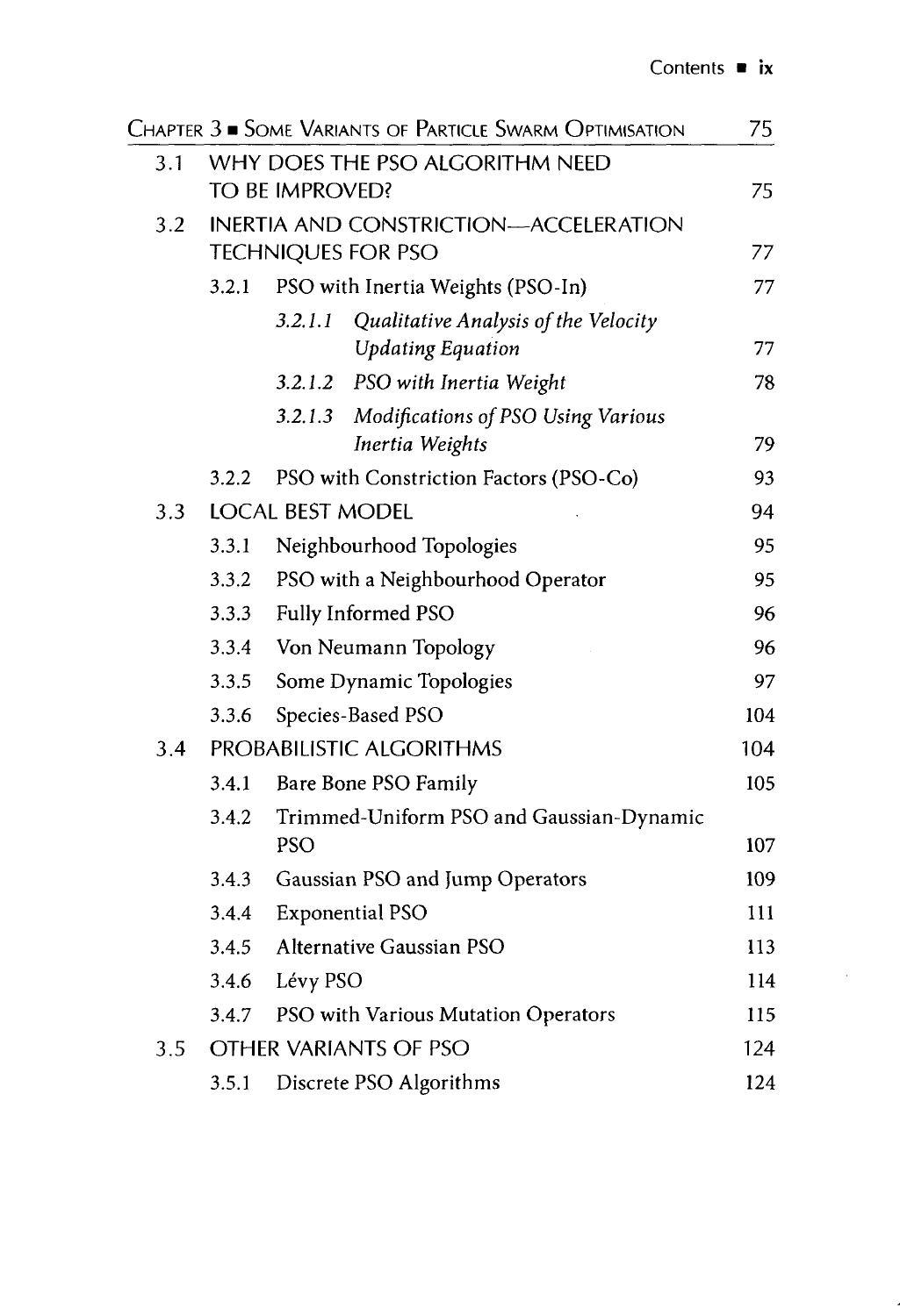| CHAPTER 3 ■ SOME VARIANTS OF PARTICLE SWARM OPTIMISATION | | | | 75 |
|---|---|---|---|---|
| 3.1 | WHY DOES THE PSO ALGORITHM NEED TO BE IMPROVED? | | | 75 |
| 3.2 | INERTIA AND CONSTRICTION—ACCELERATION TECHNIQUES FOR PSO | | | 77 |
| | 3.2.1 | PSO with Inertia Weights (PSO-In) | | 77 |
| | | *3.2.1.1* | *Qualitative Analysis of the Velocity Updating Equation* | 77 |
| | | *3.2.1.2* | *PSO with Inertia Weight* | 78 |
| | | *3.2.1.3* | *Modifications of PSO Using Various Inertia Weights* | 79 |
| | 3.2.2 | PSO with Constriction Factors (PSO-Co) | | 93 |
| 3.3 | LOCAL BEST MODEL | | | 94 |
| | 3.3.1 | Neighbourhood Topologies | | 95 |
| | 3.3.2 | PSO with a Neighbourhood Operator | | 95 |
| | 3.3.3 | Fully Informed PSO | | 96 |
| | 3.3.4 | Von Neumann Topology | | 96 |
| | 3.3.5 | Some Dynamic Topologies | | 97 |
| | 3.3.6 | Species-Based PSO | | 104 |
| 3.4 | PROBABILISTIC ALGORITHMS | | | 104 |
| | 3.4.1 | Bare Bone PSO Family | | 105 |
| | 3.4.2 | Trimmed-Uniform PSO and Gaussian-Dynamic PSO | | 107 |
| | 3.4.3 | Gaussian PSO and Jump Operators | | 109 |
| | 3.4.4 | Exponential PSO | | 111 |
| | 3.4.5 | Alternative Gaussian PSO | | 113 |
| | 3.4.6 | Lévy PSO | | 114 |
| | 3.4.7 | PSO with Various Mutation Operators | | 115 |
| 3.5 | OTHER VARIANTS OF PSO | | | 124 |
| | 3.5.1 | Discrete PSO Algorithms | | 124 |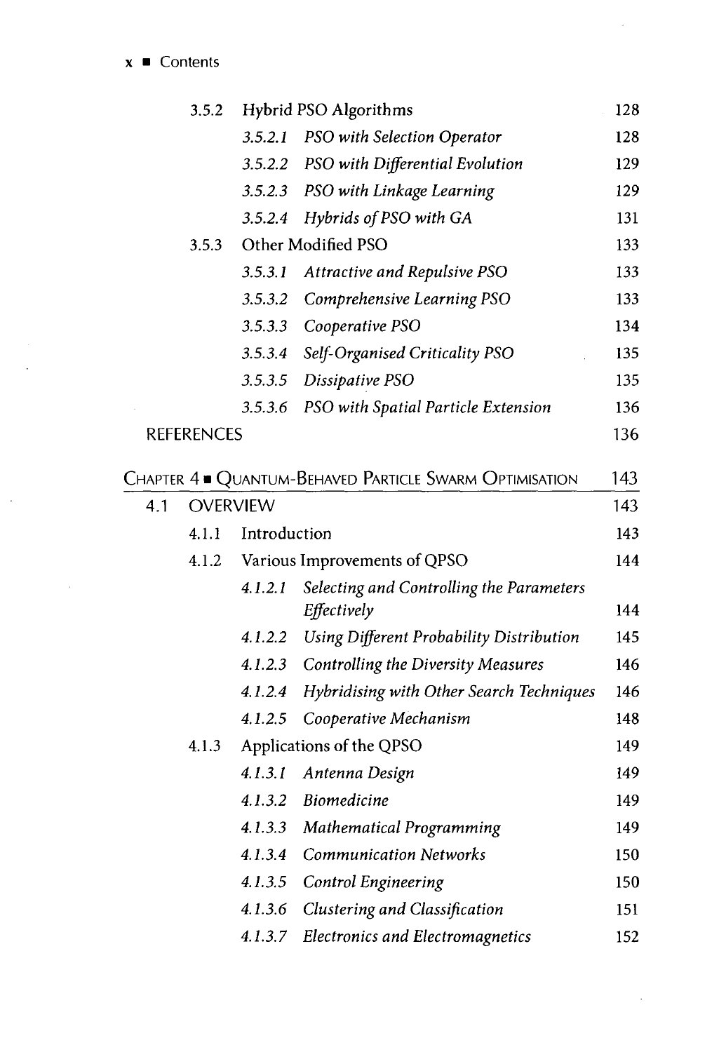| | | | |
|---|---|---|---|
| 3.5.2 | Hybrid PSO Algorithms | | 128 |
| | *3.5.2.1* | *PSO with Selection Operator* | 128 |
| | *3.5.2.2* | *PSO with Differential Evolution* | 129 |
| | *3.5.2.3* | *PSO with Linkage Learning* | 129 |
| | *3.5.2.4* | *Hybrids of PSO with GA* | 131 |
| 3.5.3 | Other Modified PSO | | 133 |
| | *3.5.3.1* | *Attractive and Repulsive PSO* | 133 |
| | *3.5.3.2* | *Comprehensive Learning PSO* | 133 |
| | *3.5.3.3* | *Cooperative PSO* | 134 |
| | *3.5.3.4* | *Self-Organised Criticality PSO* | 135 |
| | *3.5.3.5* | *Dissipative PSO* | 135 |
| | *3.5.3.6* | *PSO with Spatial Particle Extension* | 136 |

REFERENCES 136

## Chapter 4 ■ Quantum-Behaved Particle Swarm Optimisation 143

**4.1 OVERVIEW** 143

| | | | |
|---|---|---|---|
| 4.1.1 | Introduction | | 143 |
| 4.1.2 | Various Improvements of QPSO | | 144 |
| | *4.1.2.1* | *Selecting and Controlling the Parameters Effectively* | 144 |
| | *4.1.2.2* | *Using Different Probability Distribution* | 145 |
| | *4.1.2.3* | *Controlling the Diversity Measures* | 146 |
| | *4.1.2.4* | *Hybridising with Other Search Techniques* | 146 |
| | *4.1.2.5* | *Cooperative Mechanism* | 148 |
| 4.1.3 | Applications of the QPSO | | 149 |
| | *4.1.3.1* | *Antenna Design* | 149 |
| | *4.1.3.2* | *Biomedicine* | 149 |
| | *4.1.3.3* | *Mathematical Programming* | 149 |
| | *4.1.3.4* | *Communication Networks* | 150 |
| | *4.1.3.5* | *Control Engineering* | 150 |
| | *4.1.3.6* | *Clustering and Classification* | 151 |
| | *4.1.3.7* | *Electronics and Electromagnetics* | 152 |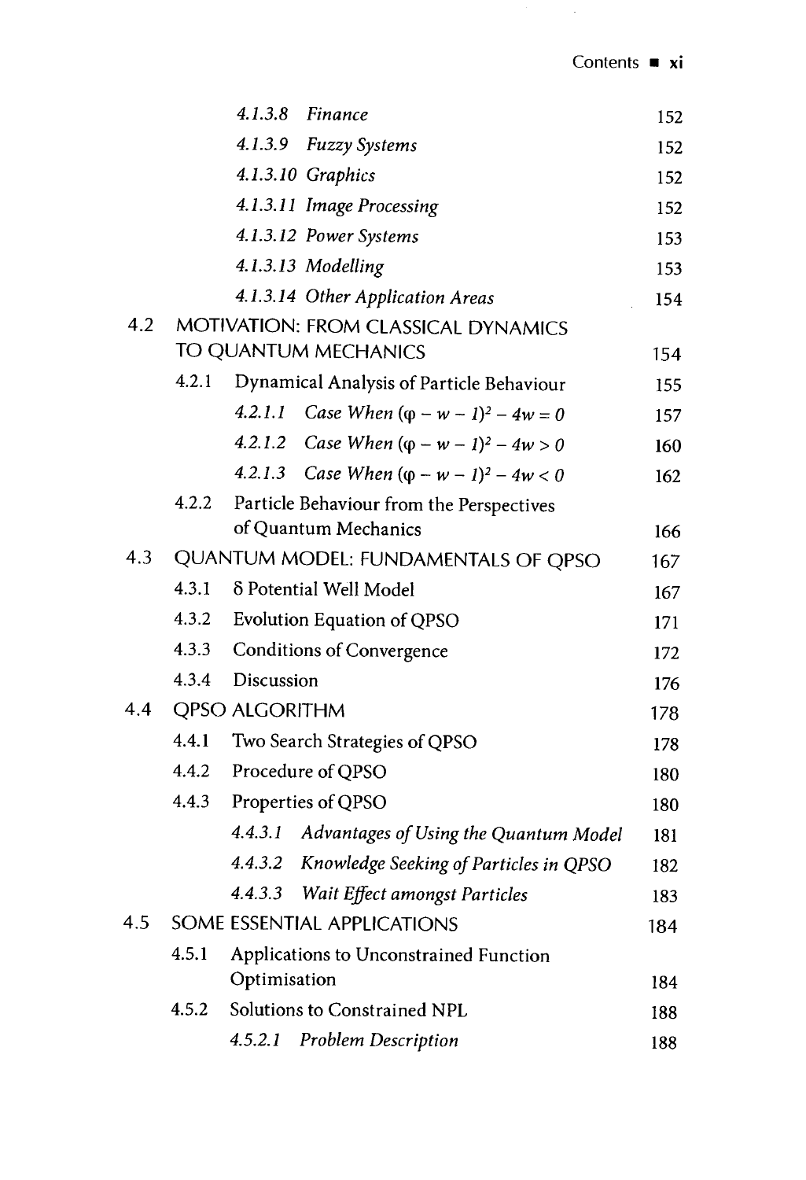| | | | |
|---|---|---|---|
| | | 4.1.3.8 *Finance* | 152 |
| | | 4.1.3.9 *Fuzzy Systems* | 152 |
| | | 4.1.3.10 *Graphics* | 152 |
| | | 4.1.3.11 *Image Processing* | 152 |
| | | 4.1.3.12 *Power Systems* | 153 |
| | | 4.1.3.13 *Modelling* | 153 |
| | | 4.1.3.14 *Other Application Areas* | 154 |
| 4.2 | MOTIVATION: FROM CLASSICAL DYNAMICS TO QUANTUM MECHANICS | | 154 |
| | 4.2.1 | Dynamical Analysis of Particle Behaviour | 155 |
| | | 4.2.1.1 *Case When* $(\varphi - w - 1)^2 - 4w = 0$ | 157 |
| | | 4.2.1.2 *Case When* $(\varphi - w - 1)^2 - 4w > 0$ | 160 |
| | | 4.2.1.3 *Case When* $(\varphi - w - 1)^2 - 4w < 0$ | 162 |
| | 4.2.2 | Particle Behaviour from the Perspectives of Quantum Mechanics | 166 |
| 4.3 | QUANTUM MODEL: FUNDAMENTALS OF QPSO | | 167 |
| | 4.3.1 | δ Potential Well Model | 167 |
| | 4.3.2 | Evolution Equation of QPSO | 171 |
| | 4.3.3 | Conditions of Convergence | 172 |
| | 4.3.4 | Discussion | 176 |
| 4.4 | QPSO ALGORITHM | | 178 |
| | 4.4.1 | Two Search Strategies of QPSO | 178 |
| | 4.4.2 | Procedure of QPSO | 180 |
| | 4.4.3 | Properties of QPSO | 180 |
| | | 4.4.3.1 *Advantages of Using the Quantum Model* | 181 |
| | | 4.4.3.2 *Knowledge Seeking of Particles in QPSO* | 182 |
| | | 4.4.3.3 *Wait Effect amongst Particles* | 183 |
| 4.5 | SOME ESSENTIAL APPLICATIONS | | 184 |
| | 4.5.1 | Applications to Unconstrained Function Optimisation | 184 |
| | 4.5.2 | Solutions to Constrained NPL | 188 |
| | | 4.5.2.1 *Problem Description* | 188 |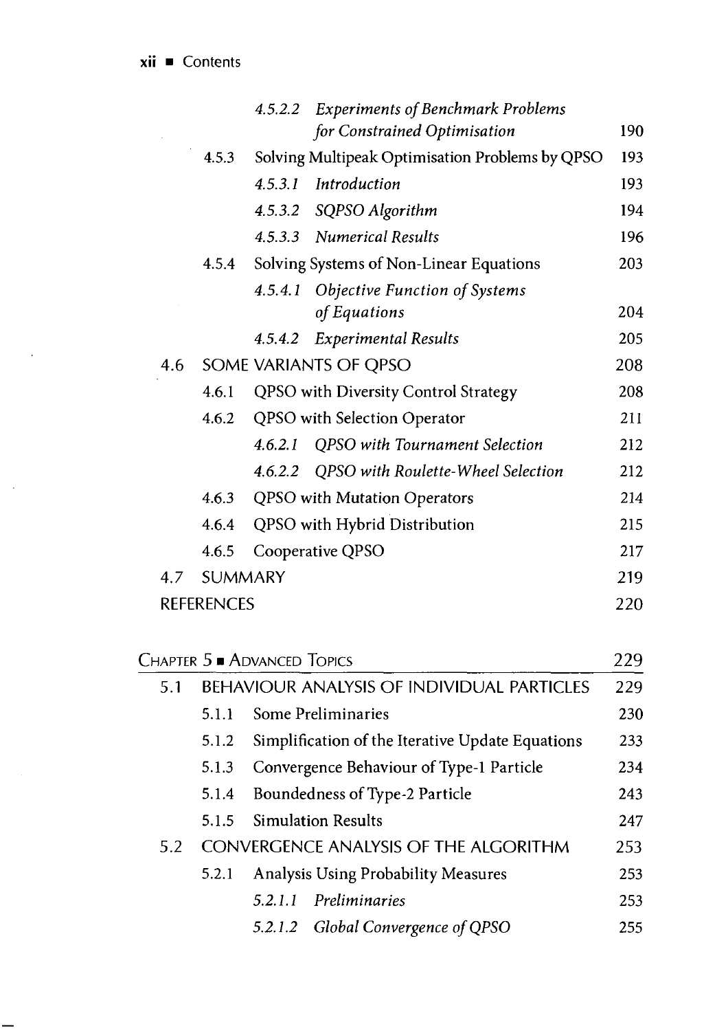| | | | |
|---|---|---|---|
| | | 4.5.2.2 *Experiments of Benchmark Problems for Constrained Optimisation* | 190 |
| | 4.5.3 | Solving Multipeak Optimisation Problems by QPSO | 193 |
| | | 4.5.3.1 *Introduction* | 193 |
| | | 4.5.3.2 *SQPSO Algorithm* | 194 |
| | | 4.5.3.3 *Numerical Results* | 196 |
| | 4.5.4 | Solving Systems of Non-Linear Equations | 203 |
| | | 4.5.4.1 *Objective Function of Systems of Equations* | 204 |
| | | 4.5.4.2 *Experimental Results* | 205 |
| 4.6 | SOME VARIANTS OF QPSO | | 208 |
| | 4.6.1 | QPSO with Diversity Control Strategy | 208 |
| | 4.6.2 | QPSO with Selection Operator | 211 |
| | | 4.6.2.1 *QPSO with Tournament Selection* | 212 |
| | | 4.6.2.2 *QPSO with Roulette-Wheel Selection* | 212 |
| | 4.6.3 | QPSO with Mutation Operators | 214 |
| | 4.6.4 | QPSO with Hybrid Distribution | 215 |
| | 4.6.5 | Cooperative QPSO | 217 |
| 4.7 | SUMMARY | | 219 |
| REFERENCES | | | 220 |

## CHAPTER 5 ■ ADVANCED TOPICS — 229

| | | | |
|---|---|---|---|
| 5.1 | BEHAVIOUR ANALYSIS OF INDIVIDUAL PARTICLES | | 229 |
| | 5.1.1 | Some Preliminaries | 230 |
| | 5.1.2 | Simplification of the Iterative Update Equations | 233 |
| | 5.1.3 | Convergence Behaviour of Type-1 Particle | 234 |
| | 5.1.4 | Boundedness of Type-2 Particle | 243 |
| | 5.1.5 | Simulation Results | 247 |
| 5.2 | CONVERGENCE ANALYSIS OF THE ALGORITHM | | 253 |
| | 5.2.1 | Analysis Using Probability Measures | 253 |
| | | 5.2.1.1 *Preliminaries* | 253 |
| | | 5.2.1.2 *Global Convergence of QPSO* | 255 |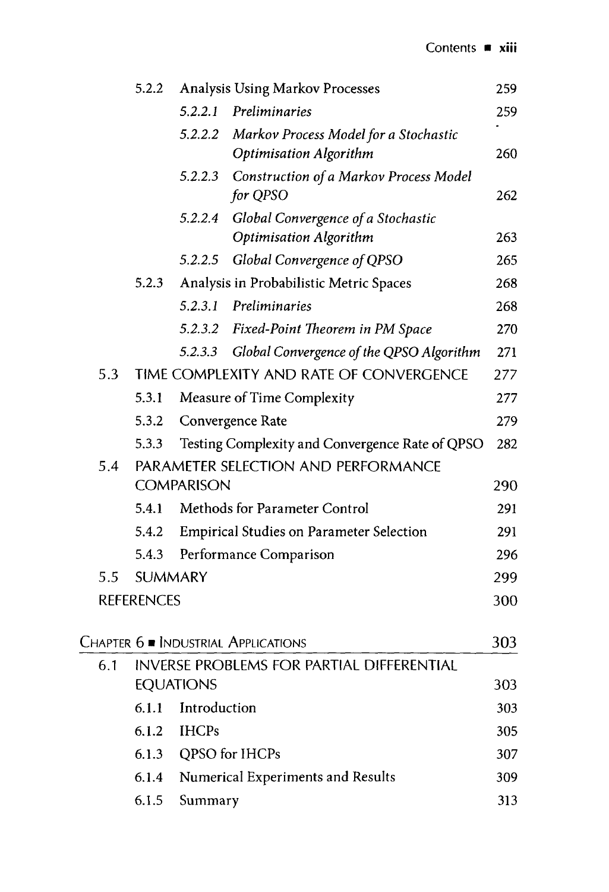| | | | |
|---|---|---|---|
| | 5.2.2 | Analysis Using Markov Processes | 259 |
| | | *5.2.2.1 Preliminaries* | 259 |
| | | *5.2.2.2 Markov Process Model for a Stochastic Optimisation Algorithm* | 260 |
| | | *5.2.2.3 Construction of a Markov Process Model for QPSO* | 262 |
| | | *5.2.2.4 Global Convergence of a Stochastic Optimisation Algorithm* | 263 |
| | | *5.2.2.5 Global Convergence of QPSO* | 265 |
| | 5.2.3 | Analysis in Probabilistic Metric Spaces | 268 |
| | | *5.2.3.1 Preliminaries* | 268 |
| | | *5.2.3.2 Fixed-Point Theorem in PM Space* | 270 |
| | | *5.2.3.3 Global Convergence of the QPSO Algorithm* | 271 |
| 5.3 | TIME COMPLEXITY AND RATE OF CONVERGENCE | | 277 |
| | 5.3.1 | Measure of Time Complexity | 277 |
| | 5.3.2 | Convergence Rate | 279 |
| | 5.3.3 | Testing Complexity and Convergence Rate of QPSO | 282 |
| 5.4 | PARAMETER SELECTION AND PERFORMANCE COMPARISON | | 290 |
| | 5.4.1 | Methods for Parameter Control | 291 |
| | 5.4.2 | Empirical Studies on Parameter Selection | 291 |
| | 5.4.3 | Performance Comparison | 296 |
| 5.5 | SUMMARY | | 299 |
| REFERENCES | | | 300 |

**CHAPTER 6 ■ INDUSTRIAL APPLICATIONS** — 303

| | | | |
|---|---|---|---|
| 6.1 | INVERSE PROBLEMS FOR PARTIAL DIFFERENTIAL EQUATIONS | | 303 |
| | 6.1.1 | Introduction | 303 |
| | 6.1.2 | IHCPs | 305 |
| | 6.1.3 | QPSO for IHCPs | 307 |
| | 6.1.4 | Numerical Experiments and Results | 309 |
| | 6.1.5 | Summary | 313 |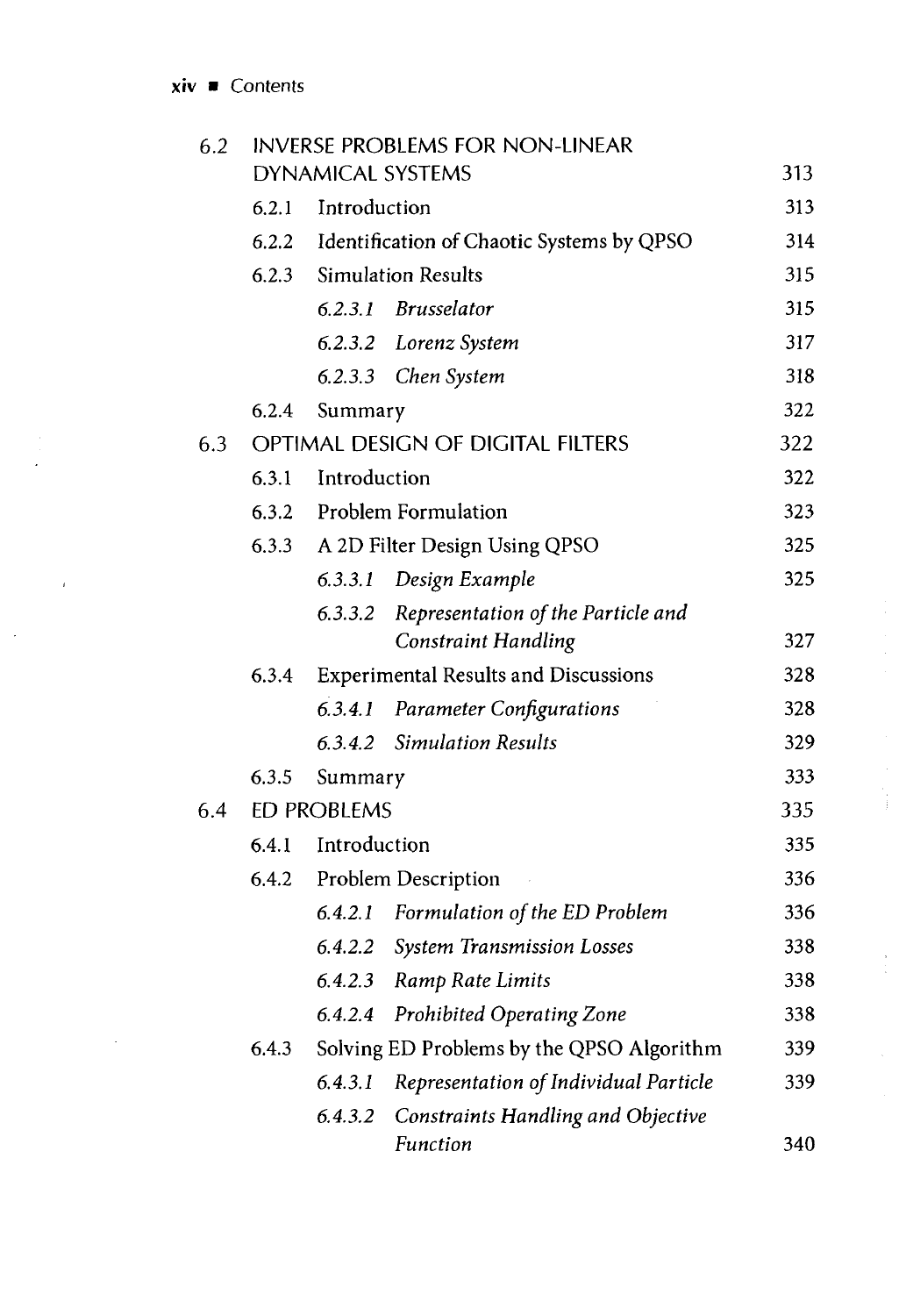| | | | |
|---|---|---|---|
| 6.2 | INVERSE PROBLEMS FOR NON-LINEAR DYNAMICAL SYSTEMS | | 313 |
| | 6.2.1 | Introduction | 313 |
| | 6.2.2 | Identification of Chaotic Systems by QPSO | 314 |
| | 6.2.3 | Simulation Results | 315 |
| | | *6.2.3.1 Brusselator* | 315 |
| | | *6.2.3.2 Lorenz System* | 317 |
| | | *6.2.3.3 Chen System* | 318 |
| | 6.2.4 | Summary | 322 |
| 6.3 | OPTIMAL DESIGN OF DIGITAL FILTERS | | 322 |
| | 6.3.1 | Introduction | 322 |
| | 6.3.2 | Problem Formulation | 323 |
| | 6.3.3 | A 2D Filter Design Using QPSO | 325 |
| | | *6.3.3.1 Design Example* | 325 |
| | | *6.3.3.2 Representation of the Particle and Constraint Handling* | 327 |
| | 6.3.4 | Experimental Results and Discussions | 328 |
| | | *6.3.4.1 Parameter Configurations* | 328 |
| | | *6.3.4.2 Simulation Results* | 329 |
| | 6.3.5 | Summary | 333 |
| 6.4 | ED PROBLEMS | | 335 |
| | 6.4.1 | Introduction | 335 |
| | 6.4.2 | Problem Description | 336 |
| | | *6.4.2.1 Formulation of the ED Problem* | 336 |
| | | *6.4.2.2 System Transmission Losses* | 338 |
| | | *6.4.2.3 Ramp Rate Limits* | 338 |
| | | *6.4.2.4 Prohibited Operating Zone* | 338 |
| | 6.4.3 | Solving ED Problems by the QPSO Algorithm | 339 |
| | | *6.4.3.1 Representation of Individual Particle* | 339 |
| | | *6.4.3.2 Constraints Handling and Objective Function* | 340 |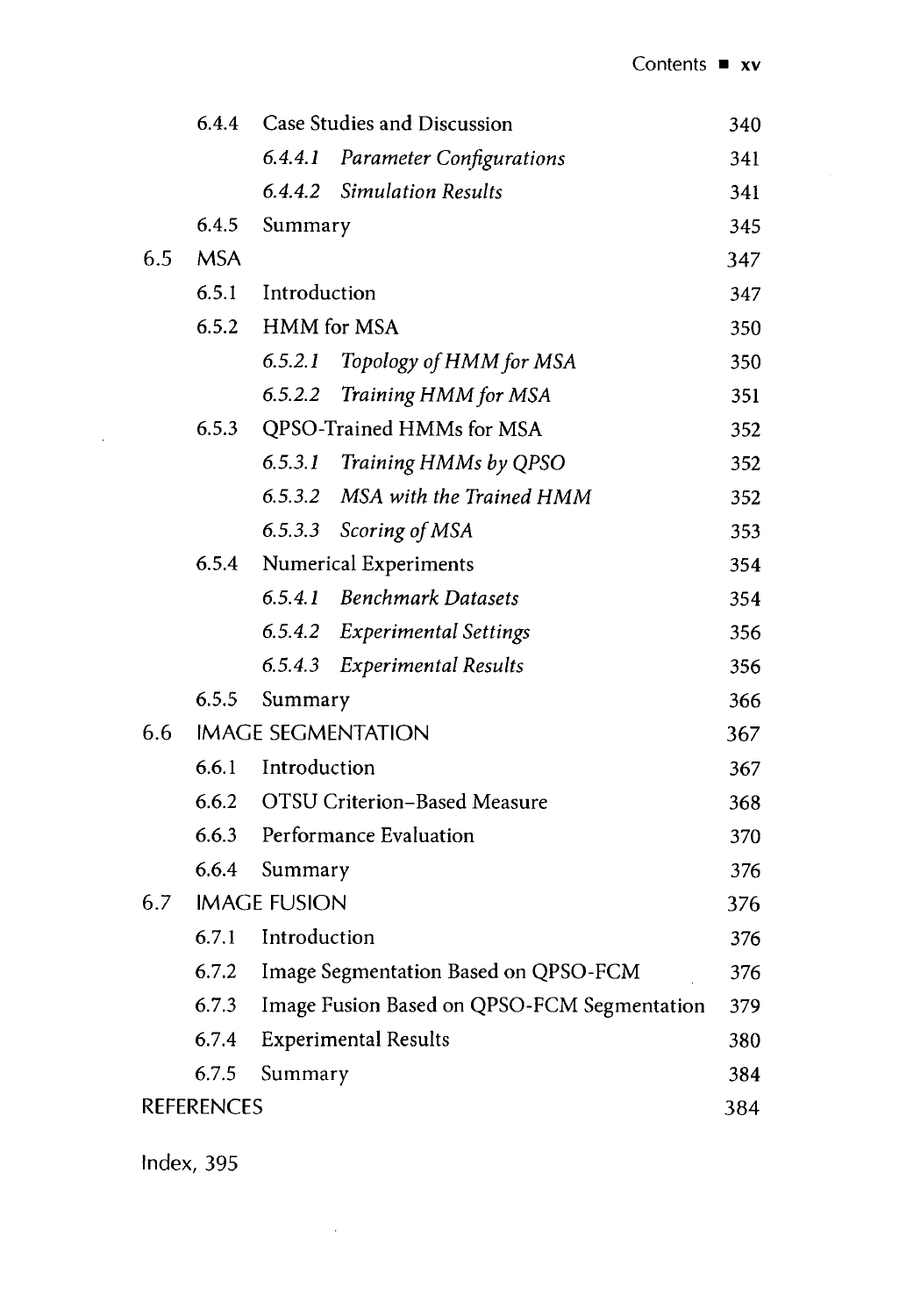| | | | |
|---|---|---|---|
| | 6.4.4 | Case Studies and Discussion | 340 |
| | | *6.4.4.1 Parameter Configurations* | 341 |
| | | *6.4.4.2 Simulation Results* | 341 |
| | 6.4.5 | Summary | 345 |
| 6.5 | MSA | | 347 |
| | 6.5.1 | Introduction | 347 |
| | 6.5.2 | HMM for MSA | 350 |
| | | *6.5.2.1 Topology of HMM for MSA* | 350 |
| | | *6.5.2.2 Training HMM for MSA* | 351 |
| | 6.5.3 | QPSO-Trained HMMs for MSA | 352 |
| | | *6.5.3.1 Training HMMs by QPSO* | 352 |
| | | *6.5.3.2 MSA with the Trained HMM* | 352 |
| | | *6.5.3.3 Scoring of MSA* | 353 |
| | 6.5.4 | Numerical Experiments | 354 |
| | | *6.5.4.1 Benchmark Datasets* | 354 |
| | | *6.5.4.2 Experimental Settings* | 356 |
| | | *6.5.4.3 Experimental Results* | 356 |
| | 6.5.5 | Summary | 366 |
| 6.6 | IMAGE SEGMENTATION | | 367 |
| | 6.6.1 | Introduction | 367 |
| | 6.6.2 | OTSU Criterion–Based Measure | 368 |
| | 6.6.3 | Performance Evaluation | 370 |
| | 6.6.4 | Summary | 376 |
| 6.7 | IMAGE FUSION | | 376 |
| | 6.7.1 | Introduction | 376 |
| | 6.7.2 | Image Segmentation Based on QPSO-FCM | 376 |
| | 6.7.3 | Image Fusion Based on QPSO-FCM Segmentation | 379 |
| | 6.7.4 | Experimental Results | 380 |
| | 6.7.5 | Summary | 384 |
| REFERENCES | | | 384 |

Index, 395